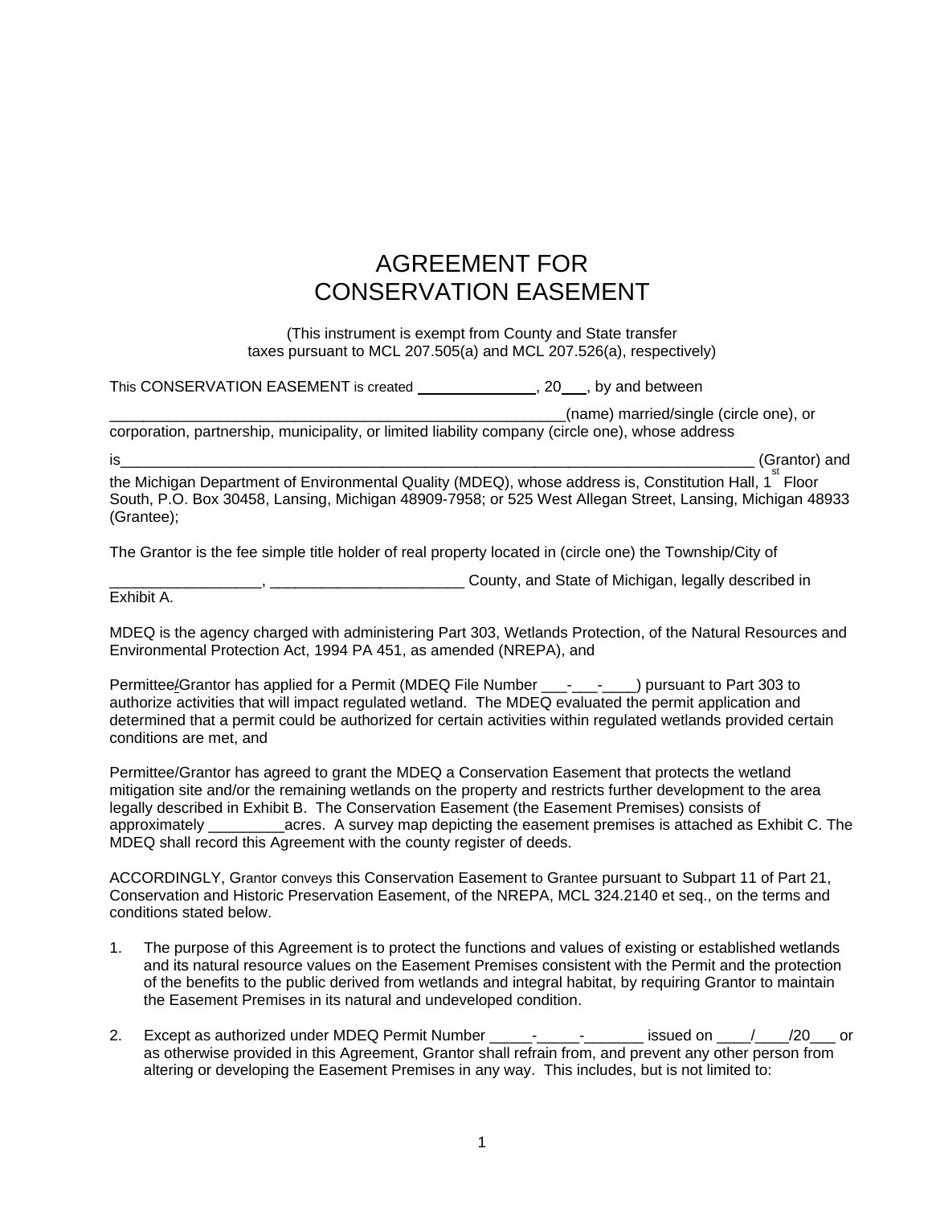# AGREEMENT FOR CONSERVATION EASEMENT

(This instrument is exempt from County and State transfer taxes pursuant to MCL 207.505(a) and MCL 207.526(a), respectively)

This CONSERVATION EASEMENT is created ______________, 20___, by and between

________________________________________________________(name) married/single (circle one), or corporation, partnership, municipality, or limited liability company (circle one), whose address

is_____________________________________________________________________________ (Grantor) and the Michigan Department of Environmental Quality (MDEQ), whose address is, Constitution Hall, 1st Floor South, P.O. Box 30458, Lansing, Michigan 48909-7958; or 525 West Allegan Street, Lansing, Michigan 48933 (Grantee);

The Grantor is the fee simple title holder of real property located in (circle one) the Township/City of

__________________, _______________________ County, and State of Michigan, legally described in Exhibit A.

MDEQ is the agency charged with administering Part 303, Wetlands Protection, of the Natural Resources and Environmental Protection Act, 1994 PA 451, as amended (NREPA), and

Permittee/Grantor has applied for a Permit (MDEQ File Number ___-___-____) pursuant to Part 303 to authorize activities that will impact regulated wetland. The MDEQ evaluated the permit application and determined that a permit could be authorized for certain activities within regulated wetlands provided certain conditions are met, and

Permittee/Grantor has agreed to grant the MDEQ a Conservation Easement that protects the wetland mitigation site and/or the remaining wetlands on the property and restricts further development to the area legally described in Exhibit B. The Conservation Easement (the Easement Premises) consists of approximately _________acres. A survey map depicting the easement premises is attached as Exhibit C. The MDEQ shall record this Agreement with the county register of deeds.

ACCORDINGLY, Grantor conveys this Conservation Easement to Grantee pursuant to Subpart 11 of Part 21, Conservation and Historic Preservation Easement, of the NREPA, MCL 324.2140 et seq., on the terms and conditions stated below.

1. The purpose of this Agreement is to protect the functions and values of existing or established wetlands and its natural resource values on the Easement Premises consistent with the Permit and the protection of the benefits to the public derived from wetlands and integral habitat, by requiring Grantor to maintain the Easement Premises in its natural and undeveloped condition.

2. Except as authorized under MDEQ Permit Number _____-_____-_______ issued on ____/____/20___ or as otherwise provided in this Agreement, Grantor shall refrain from, and prevent any other person from altering or developing the Easement Premises in any way. This includes, but is not limited to: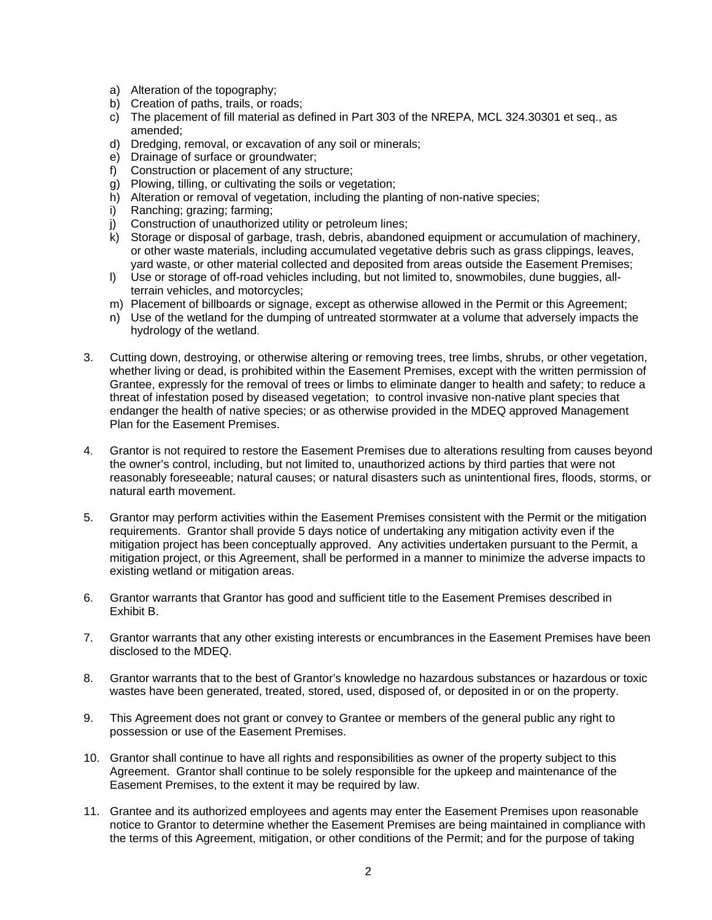a) Alteration of the topography;
b) Creation of paths, trails, or roads;
c) The placement of fill material as defined in Part 303 of the NREPA, MCL 324.30301 et seq., as amended;
d) Dredging, removal, or excavation of any soil or minerals;
e) Drainage of surface or groundwater;
f) Construction or placement of any structure;
g) Plowing, tilling, or cultivating the soils or vegetation;
h) Alteration or removal of vegetation, including the planting of non-native species;
i) Ranching; grazing; farming;
j) Construction of unauthorized utility or petroleum lines;
k) Storage or disposal of garbage, trash, debris, abandoned equipment or accumulation of machinery, or other waste materials, including accumulated vegetative debris such as grass clippings, leaves, yard waste, or other material collected and deposited from areas outside the Easement Premises;
l) Use or storage of off-road vehicles including, but not limited to, snowmobiles, dune buggies, all-terrain vehicles, and motorcycles;
m) Placement of billboards or signage, except as otherwise allowed in the Permit or this Agreement;
n) Use of the wetland for the dumping of untreated stormwater at a volume that adversely impacts the hydrology of the wetland.

3. Cutting down, destroying, or otherwise altering or removing trees, tree limbs, shrubs, or other vegetation, whether living or dead, is prohibited within the Easement Premises, except with the written permission of Grantee, expressly for the removal of trees or limbs to eliminate danger to health and safety; to reduce a threat of infestation posed by diseased vegetation; to control invasive non-native plant species that endanger the health of native species; or as otherwise provided in the MDEQ approved Management Plan for the Easement Premises.

4. Grantor is not required to restore the Easement Premises due to alterations resulting from causes beyond the owner's control, including, but not limited to, unauthorized actions by third parties that were not reasonably foreseeable; natural causes; or natural disasters such as unintentional fires, floods, storms, or natural earth movement.

5. Grantor may perform activities within the Easement Premises consistent with the Permit or the mitigation requirements. Grantor shall provide 5 days notice of undertaking any mitigation activity even if the mitigation project has been conceptually approved. Any activities undertaken pursuant to the Permit, a mitigation project, or this Agreement, shall be performed in a manner to minimize the adverse impacts to existing wetland or mitigation areas.

6. Grantor warrants that Grantor has good and sufficient title to the Easement Premises described in Exhibit B.

7. Grantor warrants that any other existing interests or encumbrances in the Easement Premises have been disclosed to the MDEQ.

8. Grantor warrants that to the best of Grantor's knowledge no hazardous substances or hazardous or toxic wastes have been generated, treated, stored, used, disposed of, or deposited in or on the property.

9. This Agreement does not grant or convey to Grantee or members of the general public any right to possession or use of the Easement Premises.

10. Grantor shall continue to have all rights and responsibilities as owner of the property subject to this Agreement. Grantor shall continue to be solely responsible for the upkeep and maintenance of the Easement Premises, to the extent it may be required by law.

11. Grantee and its authorized employees and agents may enter the Easement Premises upon reasonable notice to Grantor to determine whether the Easement Premises are being maintained in compliance with the terms of this Agreement, mitigation, or other conditions of the Permit; and for the purpose of taking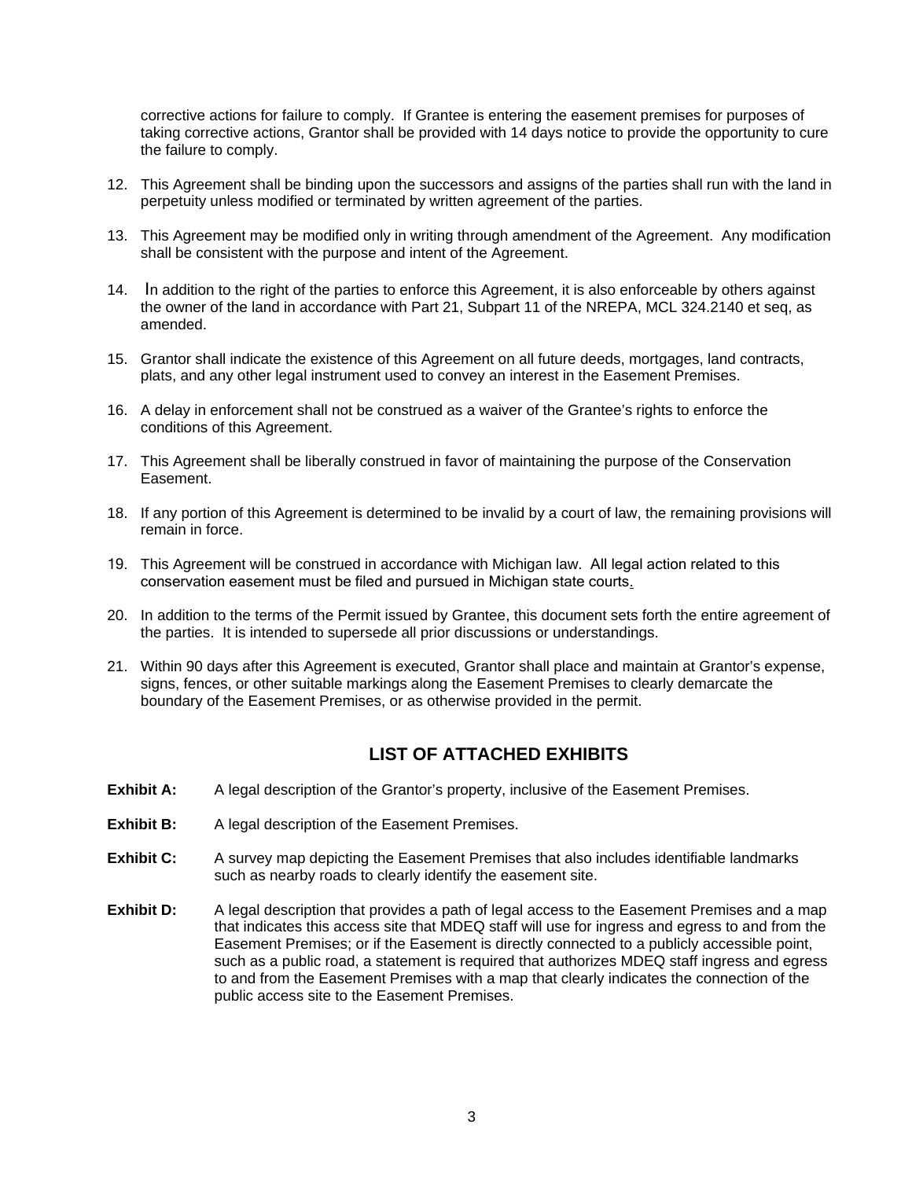corrective actions for failure to comply. If Grantee is entering the easement premises for purposes of taking corrective actions, Grantor shall be provided with 14 days notice to provide the opportunity to cure the failure to comply.

12. This Agreement shall be binding upon the successors and assigns of the parties shall run with the land in perpetuity unless modified or terminated by written agreement of the parties.

13. This Agreement may be modified only in writing through amendment of the Agreement. Any modification shall be consistent with the purpose and intent of the Agreement.

14. In addition to the right of the parties to enforce this Agreement, it is also enforceable by others against the owner of the land in accordance with Part 21, Subpart 11 of the NREPA, MCL 324.2140 et seq, as amended.

15. Grantor shall indicate the existence of this Agreement on all future deeds, mortgages, land contracts, plats, and any other legal instrument used to convey an interest in the Easement Premises.

16. A delay in enforcement shall not be construed as a waiver of the Grantee's rights to enforce the conditions of this Agreement.

17. This Agreement shall be liberally construed in favor of maintaining the purpose of the Conservation Easement.

18. If any portion of this Agreement is determined to be invalid by a court of law, the remaining provisions will remain in force.

19. This Agreement will be construed in accordance with Michigan law. All legal action related to this conservation easement must be filed and pursued in Michigan state courts.

20. In addition to the terms of the Permit issued by Grantee, this document sets forth the entire agreement of the parties. It is intended to supersede all prior discussions or understandings.

21. Within 90 days after this Agreement is executed, Grantor shall place and maintain at Grantor's expense, signs, fences, or other suitable markings along the Easement Premises to clearly demarcate the boundary of the Easement Premises, or as otherwise provided in the permit.

## LIST OF ATTACHED EXHIBITS

**Exhibit A:** A legal description of the Grantor's property, inclusive of the Easement Premises.

**Exhibit B:** A legal description of the Easement Premises.

**Exhibit C:** A survey map depicting the Easement Premises that also includes identifiable landmarks such as nearby roads to clearly identify the easement site.

**Exhibit D:** A legal description that provides a path of legal access to the Easement Premises and a map that indicates this access site that MDEQ staff will use for ingress and egress to and from the Easement Premises; or if the Easement is directly connected to a publicly accessible point, such as a public road, a statement is required that authorizes MDEQ staff ingress and egress to and from the Easement Premises with a map that clearly indicates the connection of the public access site to the Easement Premises.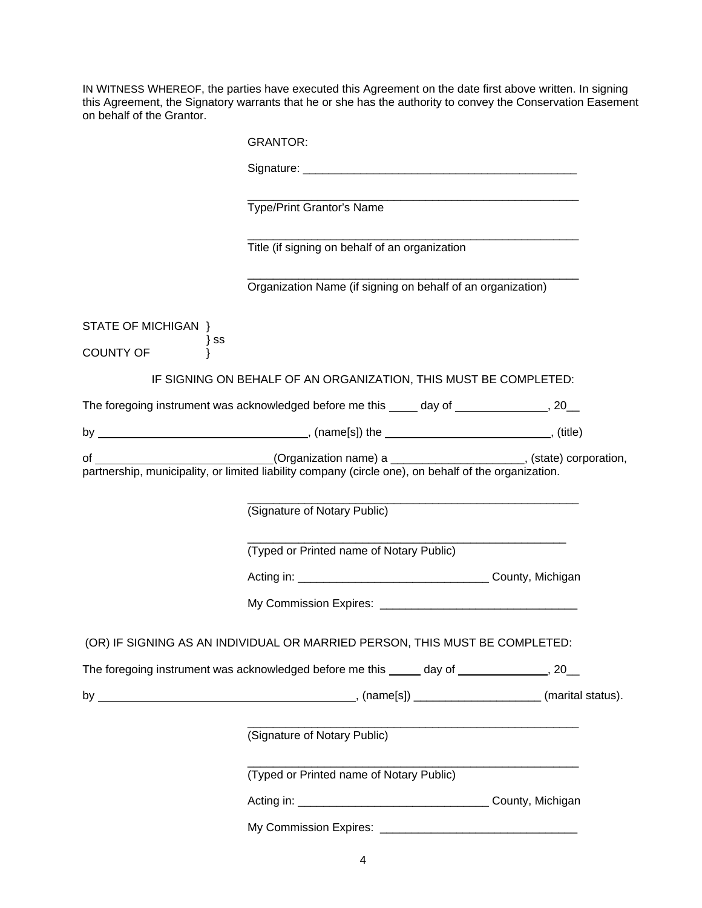IN WITNESS WHEREOF, the parties have executed this Agreement on the date first above written. In signing this Agreement, the Signatory warrants that he or she has the authority to convey the Conservation Easement on behalf of the Grantor.

GRANTOR:

Signature: ___________________________________________

_____________________________________________________
Type/Print Grantor's Name

_____________________________________________________
Title (if signing on behalf of an organization

_____________________________________________________
Organization Name (if signing on behalf of an organization)

STATE OF MICHIGAN }
} ss
COUNTY OF }

IF SIGNING ON BEHALF OF AN ORGANIZATION, THIS MUST BE COMPLETED:

The foregoing instrument was acknowledged before me this _____ day of ______________, 20__

by ___________________________________, (name[s]) the ___________________________, (title)

of ____________________________(Organization name) a _____________________, (state) corporation, partnership, municipality, or limited liability company (circle one), on behalf of the organization.

_____________________________________________________
(Signature of Notary Public)

___________________________________________________
(Typed or Printed name of Notary Public)

Acting in: _____________________________ County, Michigan

My Commission Expires: ______________________________

(OR) IF SIGNING AS AN INDIVIDUAL OR MARRIED PERSON, THIS MUST BE COMPLETED:

The foregoing instrument was acknowledged before me this _____ day of ______________, 20__

by ________________________________________, (name[s]) ___________________ (marital status).

_____________________________________________________
(Signature of Notary Public)

_____________________________________________________
(Typed or Printed name of Notary Public)

Acting in: _____________________________ County, Michigan

My Commission Expires: ______________________________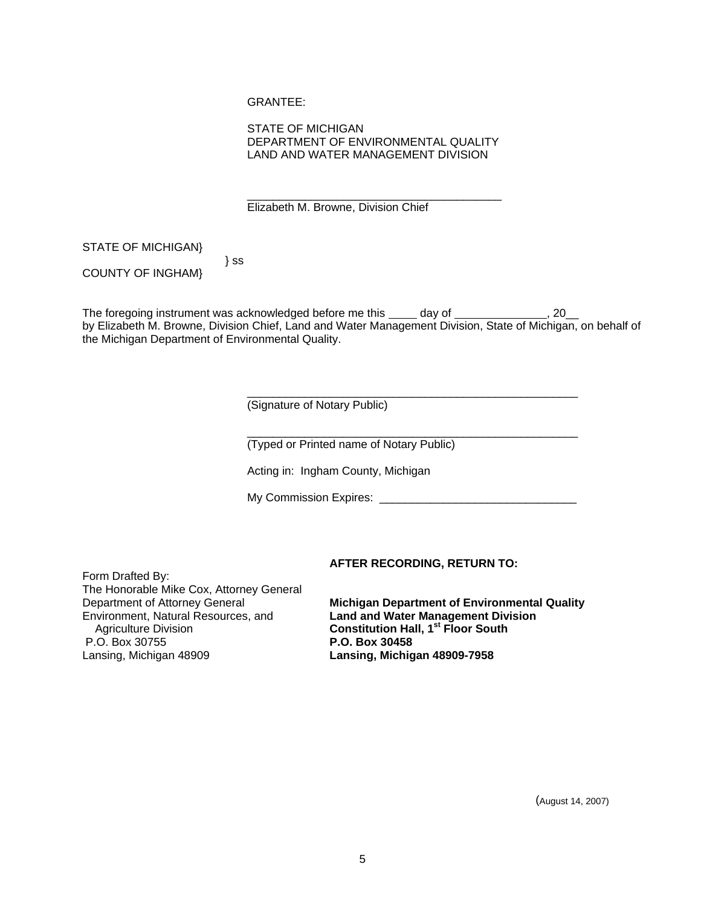GRANTEE:

STATE OF MICHIGAN
DEPARTMENT OF ENVIRONMENTAL QUALITY
LAND AND WATER MANAGEMENT DIVISION

\_\_\_\_\_\_\_\_\_\_\_\_\_\_\_\_\_\_\_\_\_\_\_\_\_\_\_\_\_\_\_\_\_\_\_\_\_\_\_\_
Elizabeth M. Browne, Division Chief

STATE OF MICHIGAN}
} ss
COUNTY OF INGHAM}

The foregoing instrument was acknowledged before me this \_\_\_\_ day of \_\_\_\_\_\_\_\_\_\_\_\_\_\_, 20\_\_ by Elizabeth M. Browne, Division Chief, Land and Water Management Division, State of Michigan, on behalf of the Michigan Department of Environmental Quality.

\_\_\_\_\_\_\_\_\_\_\_\_\_\_\_\_\_\_\_\_\_\_\_\_\_\_\_\_\_\_\_\_\_\_\_\_\_\_\_\_\_\_\_\_\_\_\_\_\_\_\_\_
(Signature of Notary Public)

\_\_\_\_\_\_\_\_\_\_\_\_\_\_\_\_\_\_\_\_\_\_\_\_\_\_\_\_\_\_\_\_\_\_\_\_\_\_\_\_\_\_\_\_\_\_\_\_\_\_\_\_
(Typed or Printed name of Notary Public)

Acting in: Ingham County, Michigan

My Commission Expires: \_\_\_\_\_\_\_\_\_\_\_\_\_\_\_\_\_\_\_\_\_\_\_\_\_\_\_\_\_\_\_

Form Drafted By:
The Honorable Mike Cox, Attorney General
Department of Attorney General
Environment, Natural Resources, and Agriculture Division
P.O. Box 30755
Lansing, Michigan 48909

**AFTER RECORDING, RETURN TO:**

**Michigan Department of Environmental Quality**
**Land and Water Management Division**
**Constitution Hall, 1st Floor South**
**P.O. Box 30458**
**Lansing, Michigan 48909-7958**

(August 14, 2007)